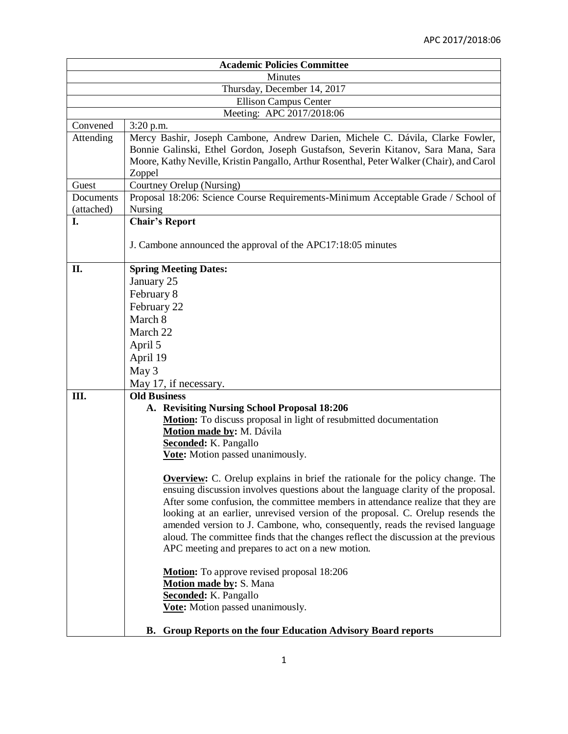APC 2017/2018:06

| Academic Policies Committee | |
|---|---|
| Minutes | |
| Thursday, December 14, 2017 | |
| Ellison Campus Center | |
| Meeting: APC 2017/2018:06 | |
| Convened | 3:20 p.m. |
| Attending | Mercy Bashir, Joseph Cambone, Andrew Darien, Michele C. Dávila, Clarke Fowler, Bonnie Galinski, Ethel Gordon, Joseph Gustafson, Severin Kitanov, Sara Mana, Sara Moore, Kathy Neville, Kristin Pangallo, Arthur Rosenthal, Peter Walker (Chair), and Carol Zoppel |
| Guest | Courtney Orelup (Nursing) |
| Documents (attached) | Proposal 18:206: Science Course Requirements-Minimum Acceptable Grade / School of Nursing |
| **I.** | **Chair's Report**<br><br>J. Cambone announced the approval of the APC17:18:05 minutes |
| **II.** | **Spring Meeting Dates:**<br>January 25<br>February 8<br>February 22<br>March 8<br>March 22<br>April 5<br>April 19<br>May 3<br>May 17, if necessary. |
| **III.** | **Old Business**<br>**A. Revisiting Nursing School Proposal 18:206**<br>**Motion:** To discuss proposal in light of resubmitted documentation<br>**Motion made by:** M. Dávila<br>**Seconded:** K. Pangallo<br>**Vote:** Motion passed unanimously.<br><br>**Overview:** C. Orelup explains in brief the rationale for the policy change. The ensuing discussion involves questions about the language clarity of the proposal. After some confusion, the committee members in attendance realize that they are looking at an earlier, unrevised version of the proposal. C. Orelup resends the amended version to J. Cambone, who, consequently, reads the revised language aloud. The committee finds that the changes reflect the discussion at the previous APC meeting and prepares to act on a new motion.<br><br>**Motion:** To approve revised proposal 18:206<br>**Motion made by:** S. Mana<br>**Seconded:** K. Pangallo<br>**Vote:** Motion passed unanimously.<br><br>**B. Group Reports on the four Education Advisory Board reports** |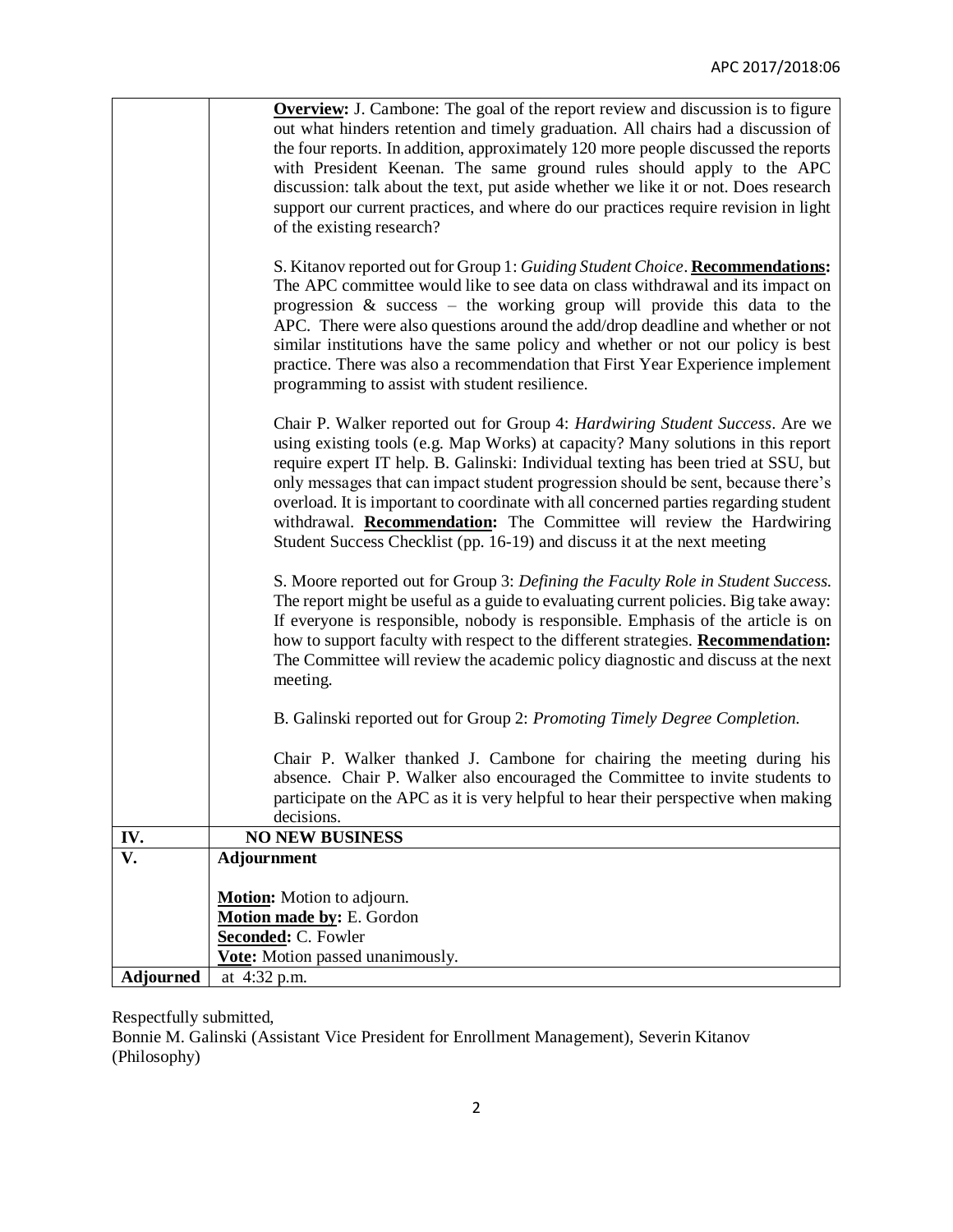| | |
|---|---|
| | **Overview:** J. Cambone: The goal of the report review and discussion is to figure out what hinders retention and timely graduation. All chairs had a discussion of the four reports. In addition, approximately 120 more people discussed the reports with President Keenan. The same ground rules should apply to the APC discussion: talk about the text, put aside whether we like it or not. Does research support our current practices, and where do our practices require revision in light of the existing research?<br><br>S. Kitanov reported out for Group 1: *Guiding Student Choice*. **Recommendations:** The APC committee would like to see data on class withdrawal and its impact on progression & success – the working group will provide this data to the APC. There were also questions around the add/drop deadline and whether or not similar institutions have the same policy and whether or not our policy is best practice. There was also a recommendation that First Year Experience implement programming to assist with student resilience.<br><br>Chair P. Walker reported out for Group 4: *Hardwiring Student Success*. Are we using existing tools (e.g. Map Works) at capacity? Many solutions in this report require expert IT help. B. Galinski: Individual texting has been tried at SSU, but only messages that can impact student progression should be sent, because there's overload. It is important to coordinate with all concerned parties regarding student withdrawal. **Recommendation:** The Committee will review the Hardwiring Student Success Checklist (pp. 16-19) and discuss it at the next meeting<br><br>S. Moore reported out for Group 3: *Defining the Faculty Role in Student Success.* The report might be useful as a guide to evaluating current policies. Big take away: If everyone is responsible, nobody is responsible. Emphasis of the article is on how to support faculty with respect to the different strategies. **Recommendation:** The Committee will review the academic policy diagnostic and discuss at the next meeting.<br><br>B. Galinski reported out for Group 2: *Promoting Timely Degree Completion.*<br><br>Chair P. Walker thanked J. Cambone for chairing the meeting during his absence. Chair P. Walker also encouraged the Committee to invite students to participate on the APC as it is very helpful to hear their perspective when making decisions. |
| **IV.** | **NO NEW BUSINESS** |
| **V.** | **Adjournment**<br><br>**Motion:** Motion to adjourn.<br>**Motion made by:** E. Gordon<br>**Seconded:** C. Fowler<br>**Vote:** Motion passed unanimously. |
| **Adjourned** | at 4:32 p.m. |

Respectfully submitted,
Bonnie M. Galinski (Assistant Vice President for Enrollment Management), Severin Kitanov (Philosophy)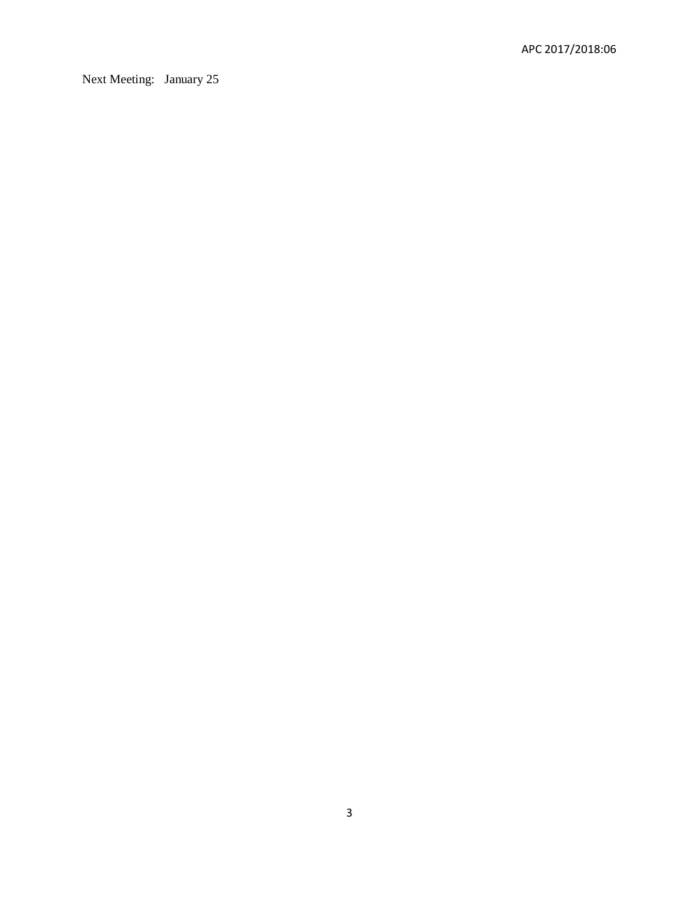Next Meeting: January 25